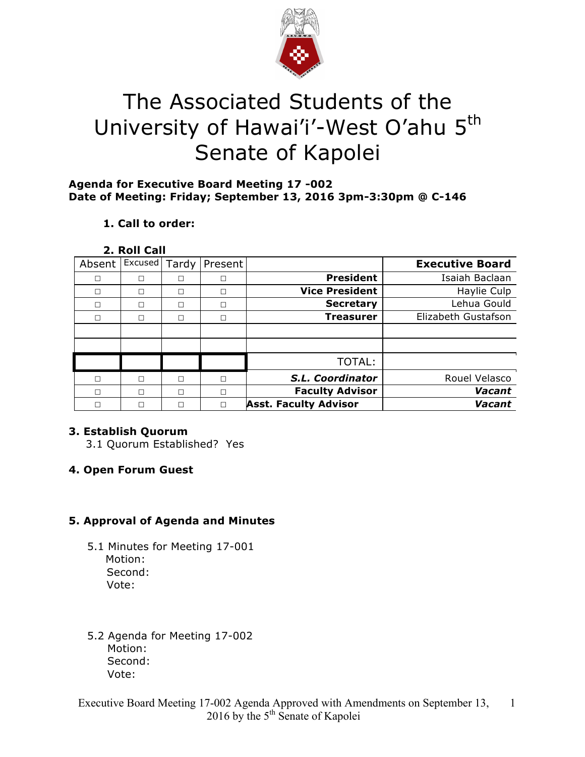# The Associated Students of the University of Hawai'i'-West O'ahu 5th Senate of Kapolei

**Agenda for Executive Board Meeting 17 -002**
**Date of Meeting: Friday; September 13, 2016 3pm-3:30pm @ C-146**

1. **Call to order:**

2. **Roll Call**

| Absent | Excused | Tardy | Present | | Executive Board |
|---|---|---|---|---|---|
| □ | □ | □ | □ | **President** | Isaiah Baclaan |
| □ | □ | □ | □ | **Vice President** | Haylie Culp |
| □ | □ | □ | □ | **Secretary** | Lehua Gould |
| □ | □ | □ | □ | **Treasurer** | Elizabeth Gustafson |
| | | | | | |
| | | | | | |
| | | | | TOTAL: | |
| □ | □ | □ | □ | ***S.L. Coordinator*** | Rouel Velasco |
| □ | □ | □ | □ | **Faculty Advisor** | ***Vacant*** |
| □ | □ | □ | □ | **Asst. Faculty Advisor** | ***Vacant*** |

**3. Establish Quorum**

3.1 Quorum Established? Yes

**4. Open Forum Guest**

**5. Approval of Agenda and Minutes**

5.1 Minutes for Meeting 17-001
Motion:
Second:
Vote:

5.2 Agenda for Meeting 17-002
Motion:
Second:
Vote:

Executive Board Meeting 17-002 Agenda Approved with Amendments on September 13, 2016 by the 5th Senate of Kapolei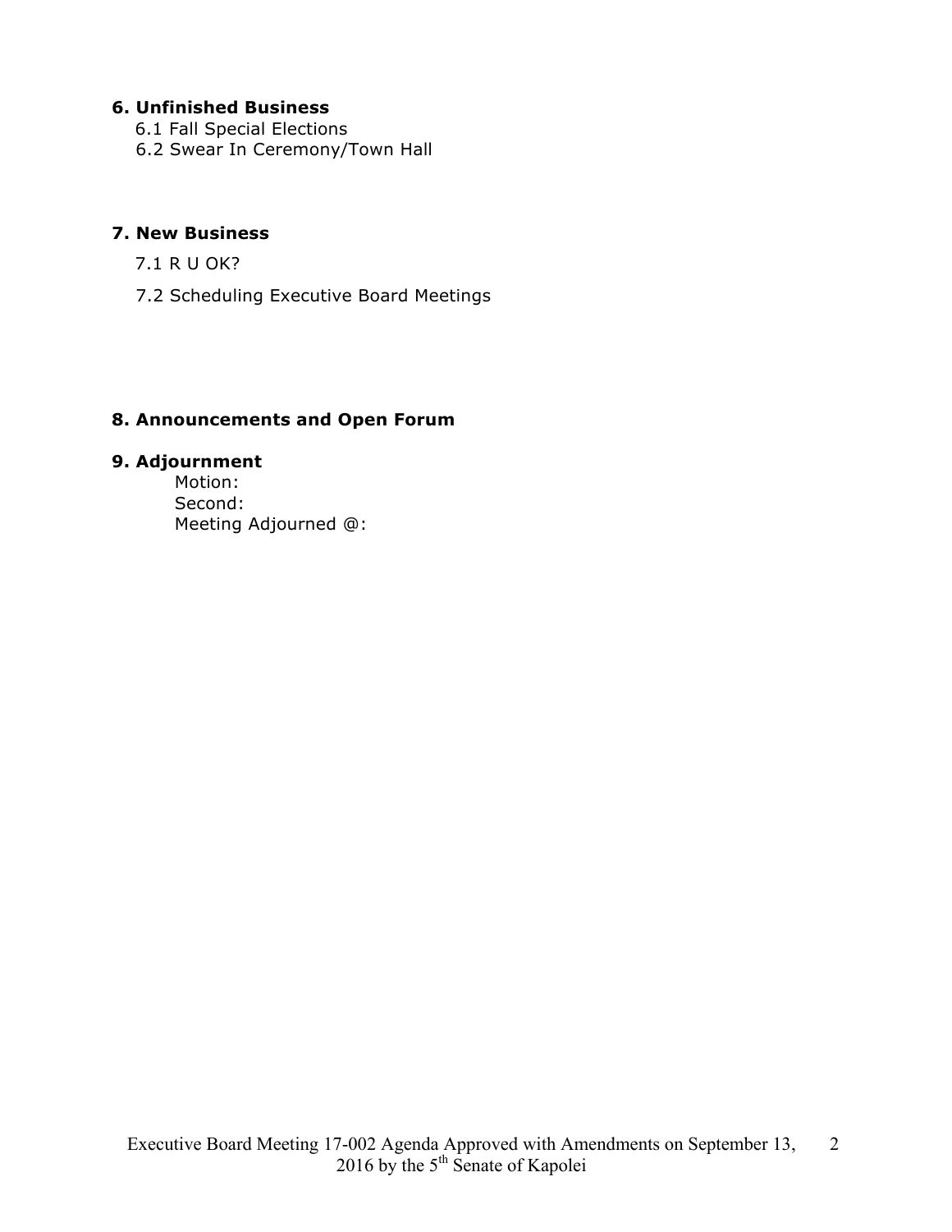**6. Unfinished Business**

6.1 Fall Special Elections

6.2 Swear In Ceremony/Town Hall

**7. New Business**

7.1 R U OK?

7.2 Scheduling Executive Board Meetings

**8. Announcements and Open Forum**

**9. Adjournment**

Motion:

Second:

Meeting Adjourned @: